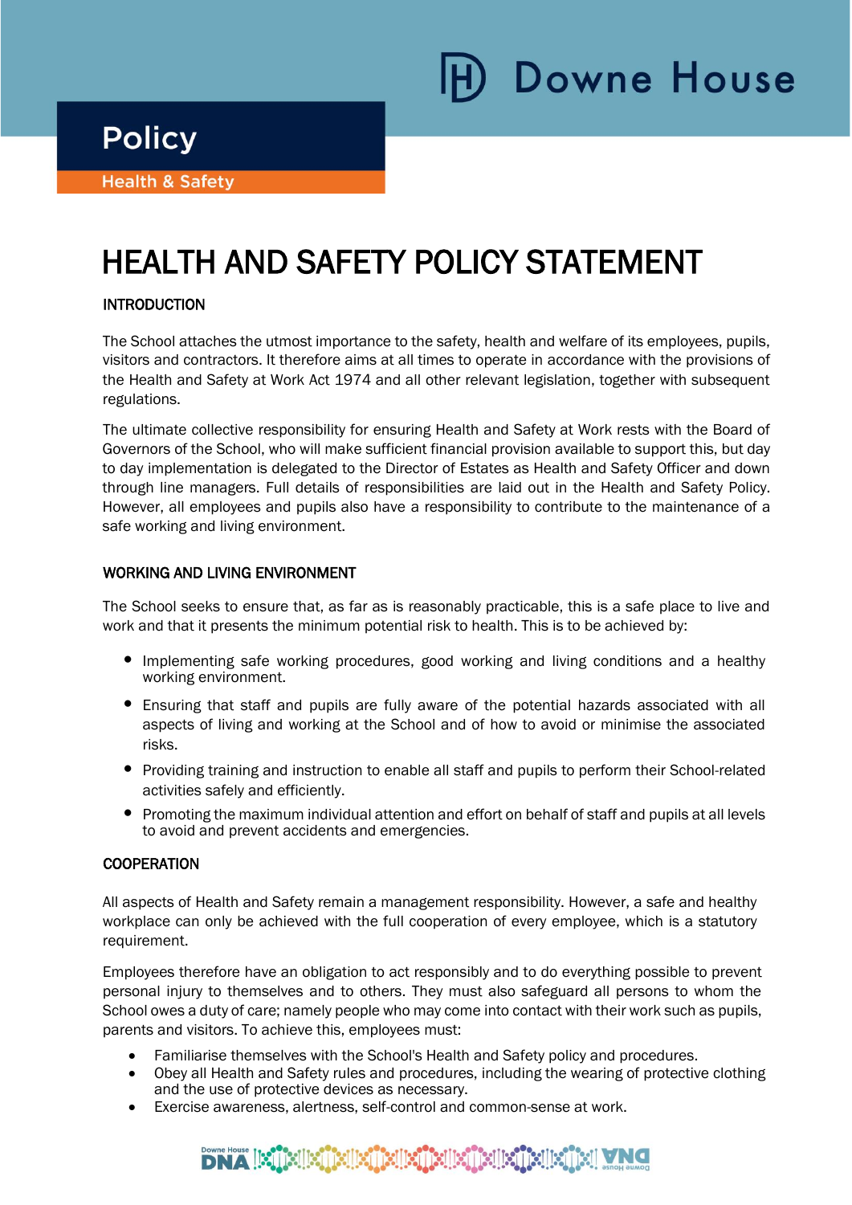Policy

Health & Safety

# HEALTH AND SAFETY POLICY STATEMENT

## INTRODUCTION

The School attaches the utmost importance to the safety, health and welfare of its employees, pupils, visitors and contractors. It therefore aims at all times to operate in accordance with the provisions of the Health and Safety at Work Act 1974 and all other relevant legislation, together with subsequent regulations.

The ultimate collective responsibility for ensuring Health and Safety at Work rests with the Board of Governors of the School, who will make sufficient financial provision available to support this, but day to day implementation is delegated to the Director of Estates as Health and Safety Officer and down through line managers. Full details of responsibilities are laid out in the Health and Safety Policy. However, all employees and pupils also have a responsibility to contribute to the maintenance of a safe working and living environment.

## WORKING AND LIVING ENVIRONMENT

The School seeks to ensure that, as far as is reasonably practicable, this is a safe place to live and work and that it presents the minimum potential risk to health. This is to be achieved by:

- Implementing safe working procedures, good working and living conditions and a healthy working environment.
- Ensuring that staff and pupils are fully aware of the potential hazards associated with all aspects of living and working at the School and of how to avoid or minimise the associated risks.
- Providing training and instruction to enable all staff and pupils to perform their School-related activities safely and efficiently.
- Promoting the maximum individual attention and effort on behalf of staff and pupils at all levels to avoid and prevent accidents and emergencies.

## COOPERATION

All aspects of Health and Safety remain a management responsibility. However, a safe and healthy workplace can only be achieved with the full cooperation of every employee, which is a statutory requirement.

Employees therefore have an obligation to act responsibly and to do everything possible to prevent personal injury to themselves and to others. They must also safeguard all persons to whom the School owes a duty of care; namely people who may come into contact with their work such as pupils, parents and visitors. To achieve this, employees must:

- Familiarise themselves with the School's Health and Safety policy and procedures.
- Obey all Health and Safety rules and procedures, including the wearing of protective clothing and the use of protective devices as necessary.
- Exercise awareness, alertness, self-control and common-sense at work.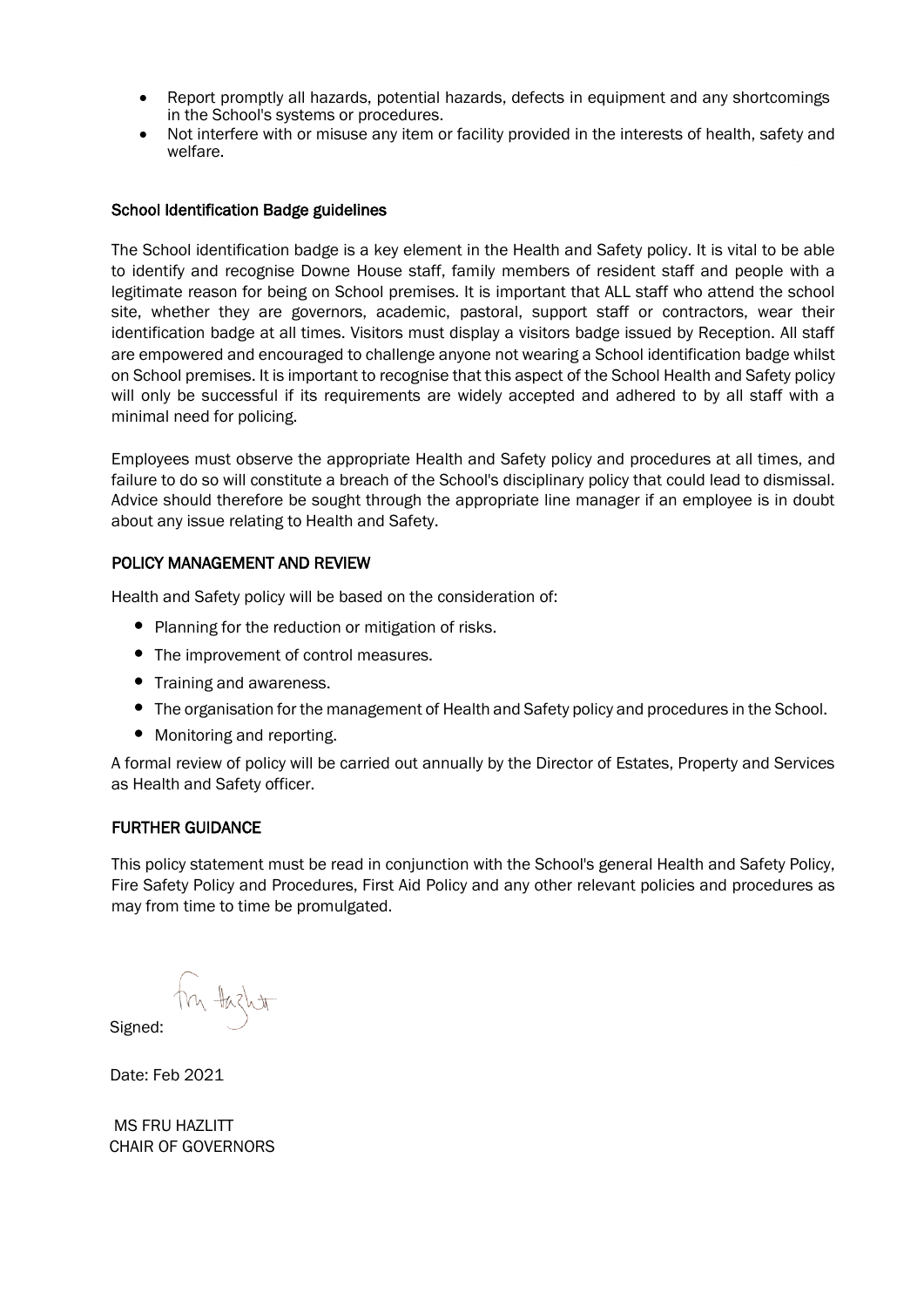- Report promptly all hazards, potential hazards, defects in equipment and any shortcomings in the School's systems or procedures.
- Not interfere with or misuse any item or facility provided in the interests of health, safety and welfare.

### School Identification Badge guidelines

The School identification badge is a key element in the Health and Safety policy. It is vital to be able to identify and recognise Downe House staff, family members of resident staff and people with a legitimate reason for being on School premises. It is important that ALL staff who attend the school site, whether they are governors, academic, pastoral, support staff or contractors, wear their identification badge at all times. Visitors must display a visitors badge issued by Reception. All staff are empowered and encouraged to challenge anyone not wearing a School identification badge whilst on School premises. It is important to recognise that this aspect of the School Health and Safety policy will only be successful if its requirements are widely accepted and adhered to by all staff with a minimal need for policing.

Employees must observe the appropriate Health and Safety policy and procedures at all times, and failure to do so will constitute a breach of the School's disciplinary policy that could lead to dismissal. Advice should therefore be sought through the appropriate line manager if an employee is in doubt about any issue relating to Health and Safety.

## POLICY MANAGEMENT AND REVIEW

Health and Safety policy will be based on the consideration of:

- Planning for the reduction or mitigation of risks.
- The improvement of control measures.
- Training and awareness.
- The organisation for the management of Health and Safety policy and procedures in the School.
- Monitoring and reporting.

A formal review of policy will be carried out annually by the Director of Estates, Property and Services as Health and Safety officer.

## FURTHER GUIDANCE

This policy statement must be read in conjunction with the School's general Health and Safety Policy, Fire Safety Policy and Procedures, First Aid Policy and any other relevant policies and procedures as may from time to time be promulgated.

Signed: Fru Hazlitt

Date: Feb 2021

MS FRU HAZLITT
CHAIR OF GOVERNORS